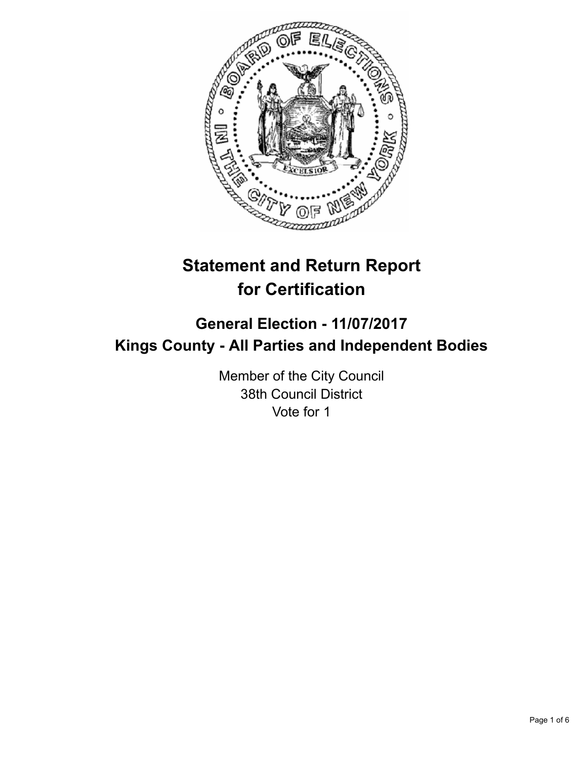# Statement and Return Report for Certification

## General Election - 11/07/2017
## Kings County - All Parties and Independent Bodies

Member of the City Council
38th Council District
Vote for 1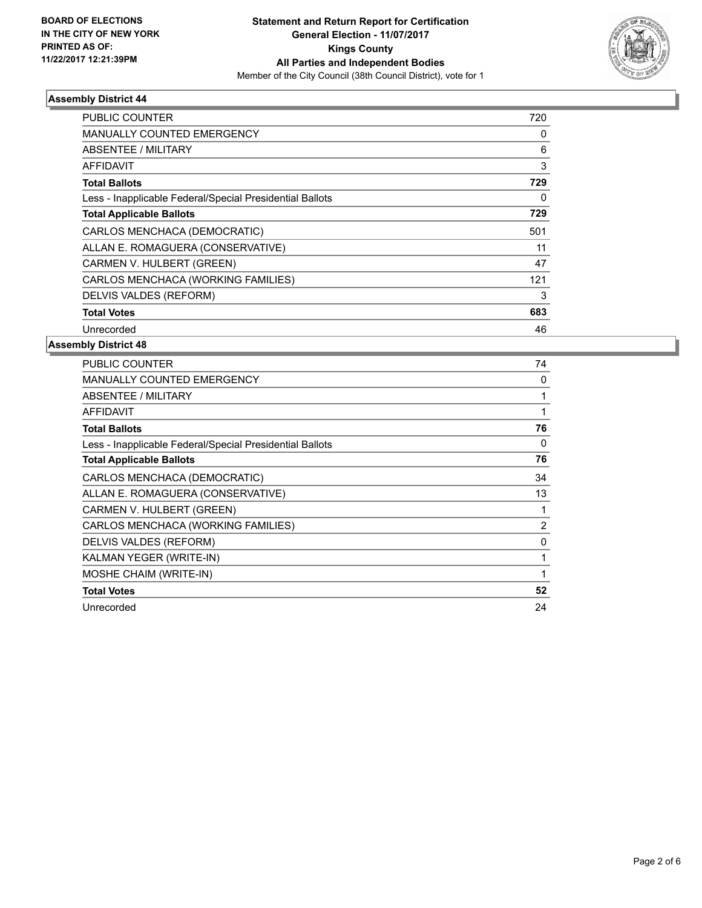BOARD OF ELECTIONS
IN THE CITY OF NEW YORK
PRINTED AS OF:
11/22/2017 12:21:39PM

**Statement and Return Report for Certification**
**General Election - 11/07/2017**
**Kings County**
**All Parties and Independent Bodies**
Member of the City Council (38th Council District), vote for 1

### Assembly District 44

| | |
|---|---|
| PUBLIC COUNTER | 720 |
| MANUALLY COUNTED EMERGENCY | 0 |
| ABSENTEE / MILITARY | 6 |
| AFFIDAVIT | 3 |
| **Total Ballots** | **729** |
| Less - Inapplicable Federal/Special Presidential Ballots | 0 |
| **Total Applicable Ballots** | **729** |
| CARLOS MENCHACA (DEMOCRATIC) | 501 |
| ALLAN E. ROMAGUERA (CONSERVATIVE) | 11 |
| CARMEN V. HULBERT (GREEN) | 47 |
| CARLOS MENCHACA (WORKING FAMILIES) | 121 |
| DELVIS VALDES (REFORM) | 3 |
| **Total Votes** | **683** |
| Unrecorded | 46 |

### Assembly District 48

| | |
|---|---|
| PUBLIC COUNTER | 74 |
| MANUALLY COUNTED EMERGENCY | 0 |
| ABSENTEE / MILITARY | 1 |
| AFFIDAVIT | 1 |
| **Total Ballots** | **76** |
| Less - Inapplicable Federal/Special Presidential Ballots | 0 |
| **Total Applicable Ballots** | **76** |
| CARLOS MENCHACA (DEMOCRATIC) | 34 |
| ALLAN E. ROMAGUERA (CONSERVATIVE) | 13 |
| CARMEN V. HULBERT (GREEN) | 1 |
| CARLOS MENCHACA (WORKING FAMILIES) | 2 |
| DELVIS VALDES (REFORM) | 0 |
| KALMAN YEGER (WRITE-IN) | 1 |
| MOSHE CHAIM (WRITE-IN) | 1 |
| **Total Votes** | **52** |
| Unrecorded | 24 |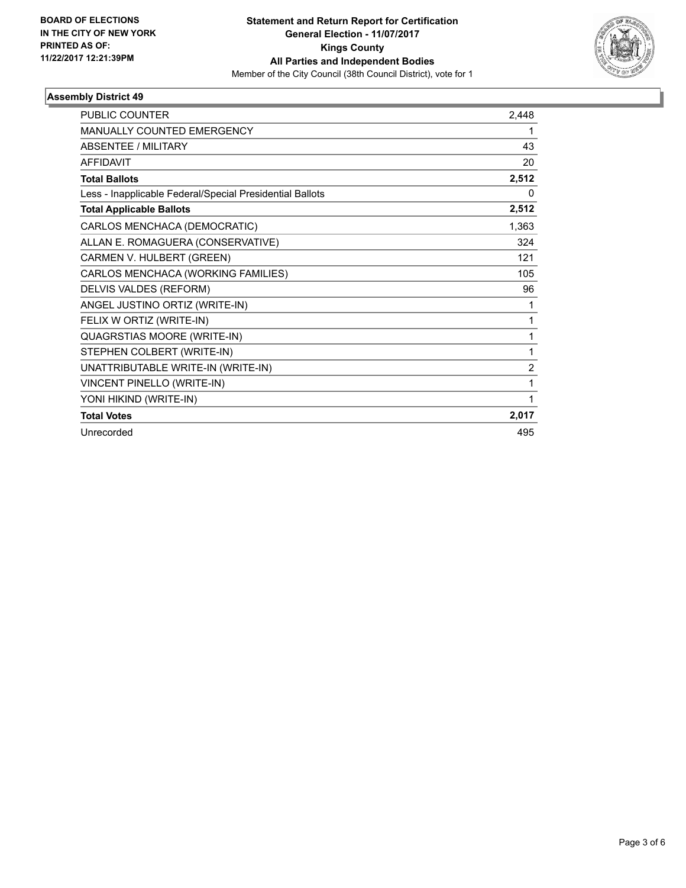BOARD OF ELECTIONS
IN THE CITY OF NEW YORK
PRINTED AS OF:
11/22/2017 12:21:39PM

**Statement and Return Report for Certification**
**General Election - 11/07/2017**
**Kings County**
**All Parties and Independent Bodies**
Member of the City Council (38th Council District), vote for 1

### Assembly District 49

| | |
|---|---|
| PUBLIC COUNTER | 2,448 |
| MANUALLY COUNTED EMERGENCY | 1 |
| ABSENTEE / MILITARY | 43 |
| AFFIDAVIT | 20 |
| **Total Ballots** | **2,512** |
| Less - Inapplicable Federal/Special Presidential Ballots | 0 |
| **Total Applicable Ballots** | **2,512** |
| CARLOS MENCHACA (DEMOCRATIC) | 1,363 |
| ALLAN E. ROMAGUERA (CONSERVATIVE) | 324 |
| CARMEN V. HULBERT (GREEN) | 121 |
| CARLOS MENCHACA (WORKING FAMILIES) | 105 |
| DELVIS VALDES (REFORM) | 96 |
| ANGEL JUSTINO ORTIZ (WRITE-IN) | 1 |
| FELIX W ORTIZ (WRITE-IN) | 1 |
| QUAGRSTIAS MOORE (WRITE-IN) | 1 |
| STEPHEN COLBERT (WRITE-IN) | 1 |
| UNATTRIBUTABLE WRITE-IN (WRITE-IN) | 2 |
| VINCENT PINELLO (WRITE-IN) | 1 |
| YONI HIKIND (WRITE-IN) | 1 |
| **Total Votes** | **2,017** |
| Unrecorded | 495 |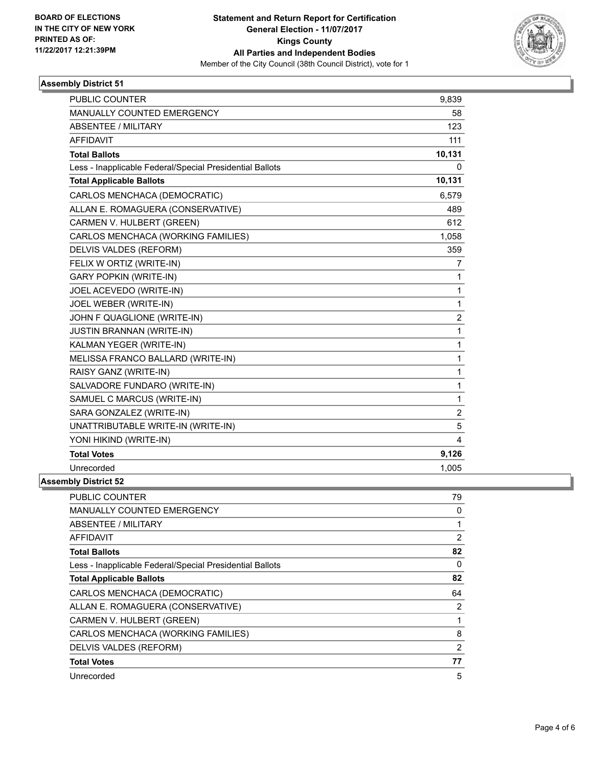**BOARD OF ELECTIONS IN THE CITY OF NEW YORK PRINTED AS OF: 11/22/2017 12:21:39PM**

# Statement and Return Report for Certification
## General Election - 11/07/2017
## Kings County
## All Parties and Independent Bodies
Member of the City Council (38th Council District), vote for 1

### Assembly District 51

| | |
|---|---|
| PUBLIC COUNTER | 9,839 |
| MANUALLY COUNTED EMERGENCY | 58 |
| ABSENTEE / MILITARY | 123 |
| AFFIDAVIT | 111 |
| **Total Ballots** | **10,131** |
| Less - Inapplicable Federal/Special Presidential Ballots | 0 |
| **Total Applicable Ballots** | **10,131** |
| CARLOS MENCHACA (DEMOCRATIC) | 6,579 |
| ALLAN E. ROMAGUERA (CONSERVATIVE) | 489 |
| CARMEN V. HULBERT (GREEN) | 612 |
| CARLOS MENCHACA (WORKING FAMILIES) | 1,058 |
| DELVIS VALDES (REFORM) | 359 |
| FELIX W ORTIZ (WRITE-IN) | 7 |
| GARY POPKIN (WRITE-IN) | 1 |
| JOEL ACEVEDO (WRITE-IN) | 1 |
| JOEL WEBER (WRITE-IN) | 1 |
| JOHN F QUAGLIONE (WRITE-IN) | 2 |
| JUSTIN BRANNAN (WRITE-IN) | 1 |
| KALMAN YEGER (WRITE-IN) | 1 |
| MELISSA FRANCO BALLARD (WRITE-IN) | 1 |
| RAISY GANZ (WRITE-IN) | 1 |
| SALVADORE FUNDARO (WRITE-IN) | 1 |
| SAMUEL C MARCUS (WRITE-IN) | 1 |
| SARA GONZALEZ (WRITE-IN) | 2 |
| UNATTRIBUTABLE WRITE-IN (WRITE-IN) | 5 |
| YONI HIKIND (WRITE-IN) | 4 |
| **Total Votes** | **9,126** |
| Unrecorded | 1,005 |

### Assembly District 52

| | |
|---|---|
| PUBLIC COUNTER | 79 |
| MANUALLY COUNTED EMERGENCY | 0 |
| ABSENTEE / MILITARY | 1 |
| AFFIDAVIT | 2 |
| **Total Ballots** | **82** |
| Less - Inapplicable Federal/Special Presidential Ballots | 0 |
| **Total Applicable Ballots** | **82** |
| CARLOS MENCHACA (DEMOCRATIC) | 64 |
| ALLAN E. ROMAGUERA (CONSERVATIVE) | 2 |
| CARMEN V. HULBERT (GREEN) | 1 |
| CARLOS MENCHACA (WORKING FAMILIES) | 8 |
| DELVIS VALDES (REFORM) | 2 |
| **Total Votes** | **77** |
| Unrecorded | 5 |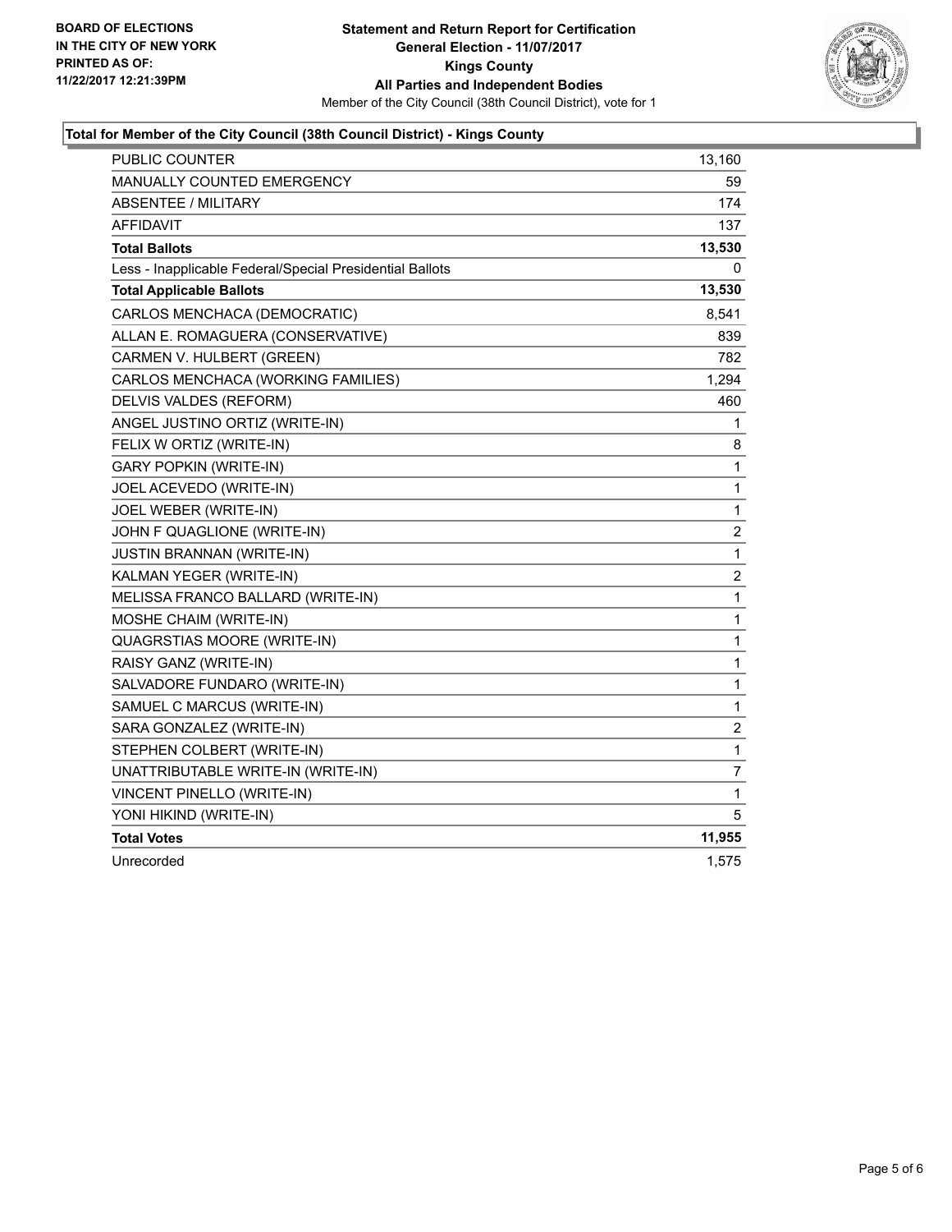BOARD OF ELECTIONS
IN THE CITY OF NEW YORK
PRINTED AS OF:
11/22/2017 12:21:39PM

**Statement and Return Report for Certification**
**General Election - 11/07/2017**
**Kings County**
**All Parties and Independent Bodies**
Member of the City Council (38th Council District), vote for 1

### Total for Member of the City Council (38th Council District) - Kings County

| | |
|---|---|
| PUBLIC COUNTER | 13,160 |
| MANUALLY COUNTED EMERGENCY | 59 |
| ABSENTEE / MILITARY | 174 |
| AFFIDAVIT | 137 |
| **Total Ballots** | **13,530** |
| Less - Inapplicable Federal/Special Presidential Ballots | 0 |
| **Total Applicable Ballots** | **13,530** |
| CARLOS MENCHACA (DEMOCRATIC) | 8,541 |
| ALLAN E. ROMAGUERA (CONSERVATIVE) | 839 |
| CARMEN V. HULBERT (GREEN) | 782 |
| CARLOS MENCHACA (WORKING FAMILIES) | 1,294 |
| DELVIS VALDES (REFORM) | 460 |
| ANGEL JUSTINO ORTIZ (WRITE-IN) | 1 |
| FELIX W ORTIZ (WRITE-IN) | 8 |
| GARY POPKIN (WRITE-IN) | 1 |
| JOEL ACEVEDO (WRITE-IN) | 1 |
| JOEL WEBER (WRITE-IN) | 1 |
| JOHN F QUAGLIONE (WRITE-IN) | 2 |
| JUSTIN BRANNAN (WRITE-IN) | 1 |
| KALMAN YEGER (WRITE-IN) | 2 |
| MELISSA FRANCO BALLARD (WRITE-IN) | 1 |
| MOSHE CHAIM (WRITE-IN) | 1 |
| QUAGRSTIAS MOORE (WRITE-IN) | 1 |
| RAISY GANZ (WRITE-IN) | 1 |
| SALVADORE FUNDARO (WRITE-IN) | 1 |
| SAMUEL C MARCUS (WRITE-IN) | 1 |
| SARA GONZALEZ (WRITE-IN) | 2 |
| STEPHEN COLBERT (WRITE-IN) | 1 |
| UNATTRIBUTABLE WRITE-IN (WRITE-IN) | 7 |
| VINCENT PINELLO (WRITE-IN) | 1 |
| YONI HIKIND (WRITE-IN) | 5 |
| **Total Votes** | **11,955** |
| Unrecorded | 1,575 |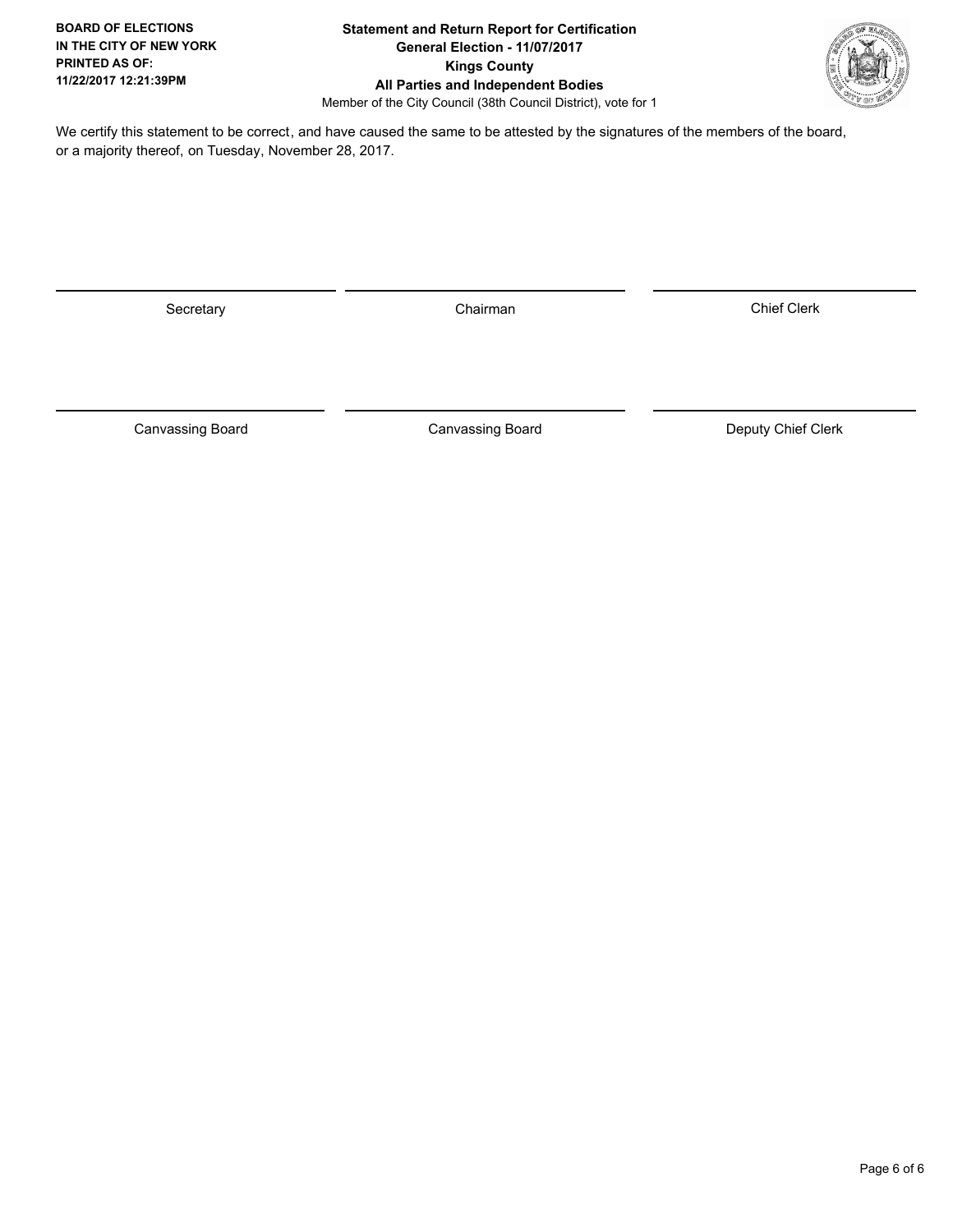**BOARD OF ELECTIONS IN THE CITY OF NEW YORK PRINTED AS OF: 11/22/2017 12:21:39PM**

**Statement and Return Report for Certification**
**General Election - 11/07/2017**
**Kings County**
**All Parties and Independent Bodies**
Member of the City Council (38th Council District), vote for 1

We certify this statement to be correct, and have caused the same to be attested by the signatures of the members of the board, or a majority thereof, on Tuesday, November 28, 2017.

| | | |
|---|---|---|
| Secretary | Chairman | Chief Clerk |
| Canvassing Board | Canvassing Board | Deputy Chief Clerk |